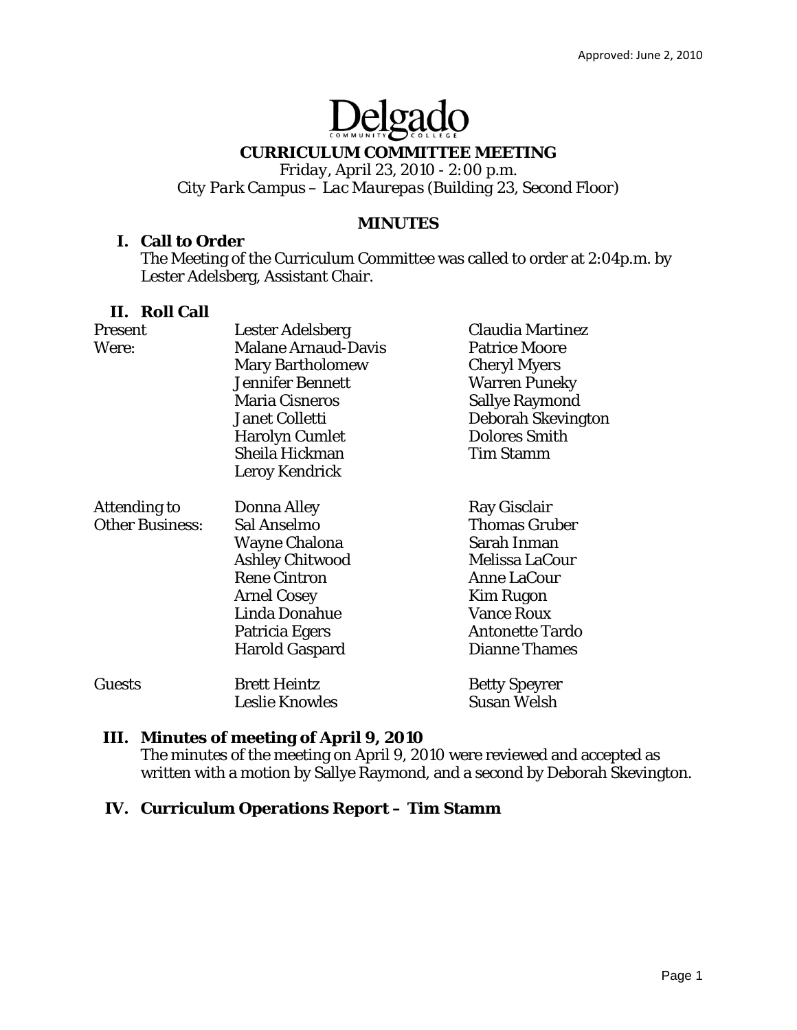Approved: June 2, 2010

# Delgado Community College

## CURRICULUM COMMITTEE MEETING

*Friday, April 23, 2010 - 2:00 p.m.*
*City Park Campus – Lac Maurepas (Building 23, Second Floor)*

### MINUTES

**I. Call to Order**

The Meeting of the Curriculum Committee was called to order at 2:04p.m. by Lester Adelsberg, Assistant Chair.

**II. Roll Call**

| | | |
|---|---|---|
| Present Were: | Lester Adelsberg | Claudia Martinez |
| | Malane Arnaud-Davis | Patrice Moore |
| | Mary Bartholomew | Cheryl Myers |
| | Jennifer Bennett | Warren Puneky |
| | Maria Cisneros | Sallye Raymond |
| | Janet Colletti | Deborah Skevington |
| | Harolyn Cumlet | Dolores Smith |
| | Sheila Hickman | Tim Stamm |
| | Leroy Kendrick | |
| Attending to Other Business: | Donna Alley | Ray Gisclair |
| | Sal Anselmo | Thomas Gruber |
| | Wayne Chalona | Sarah Inman |
| | Ashley Chitwood | Melissa LaCour |
| | Rene Cintron | Anne LaCour |
| | Arnel Cosey | Kim Rugon |
| | Linda Donahue | Vance Roux |
| | Patricia Egers | Antonette Tardo |
| | Harold Gaspard | Dianne Thames |
| Guests | Brett Heintz | Betty Speyrer |
| | Leslie Knowles | Susan Welsh |

**III. Minutes of meeting of April 9, 2010**

The minutes of the meeting on April 9, 2010 were reviewed and accepted as written with a motion by Sallye Raymond, and a second by Deborah Skevington.

**IV. Curriculum Operations Report – Tim Stamm**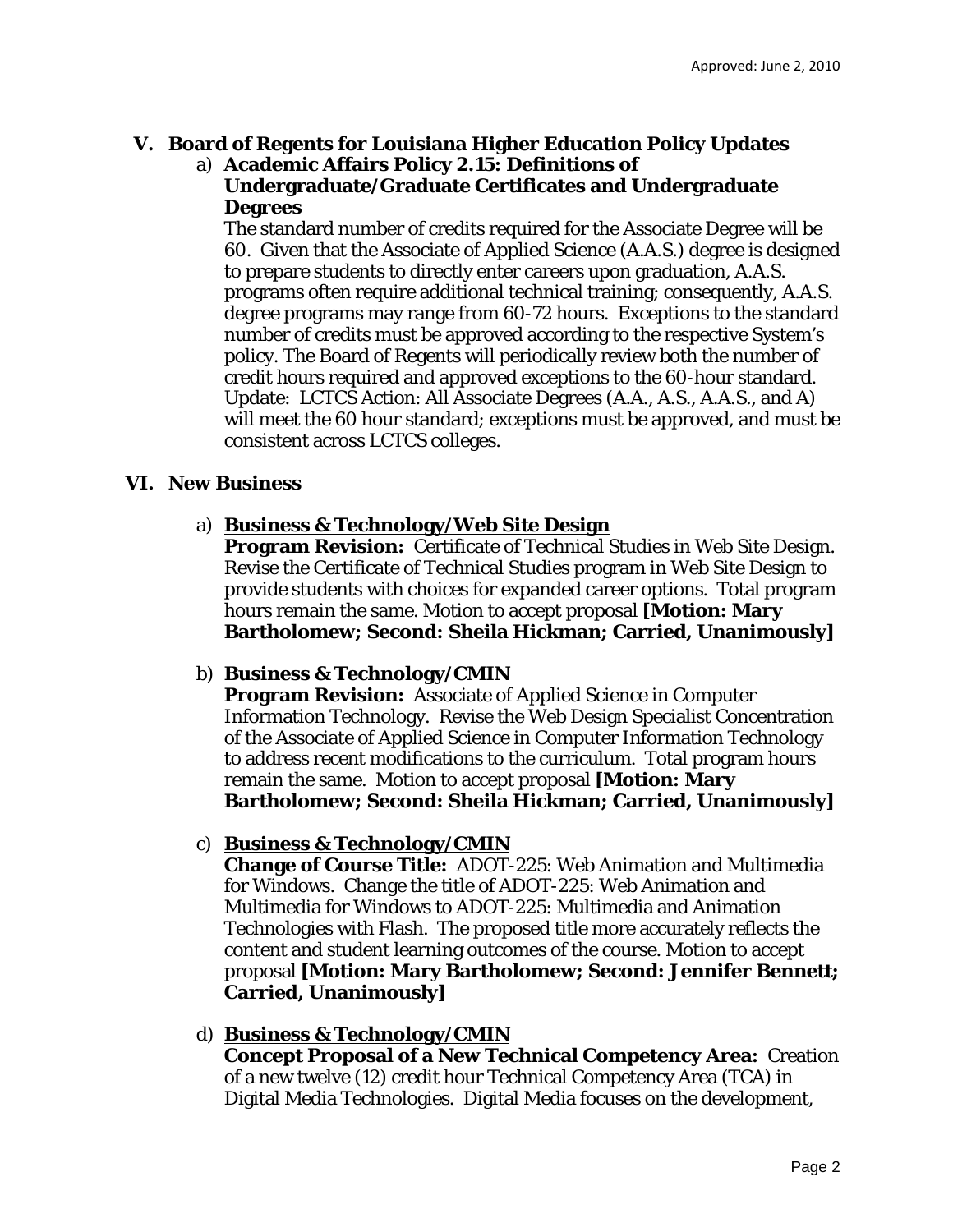Approved: June 2, 2010

## V. Board of Regents for Louisiana Higher Education Policy Updates

a) **Academic Affairs Policy 2.15: Definitions of Undergraduate/Graduate Certificates and Undergraduate Degrees**

The standard number of credits required for the Associate Degree will be 60. Given that the Associate of Applied Science (A.A.S.) degree is designed to prepare students to directly enter careers upon graduation, A.A.S. programs often require additional technical training; consequently, A.A.S. degree programs may range from 60-72 hours. Exceptions to the standard number of credits must be approved according to the respective System's policy. The Board of Regents will periodically review both the number of credit hours required and approved exceptions to the 60-hour standard. Update: LCTCS Action: All Associate Degrees (A.A., A.S., A.A.S., and A) will meet the 60 hour standard; exceptions must be approved, and must be consistent across LCTCS colleges.

## VI. New Business

a) **Business & Technology/Web Site Design**

**Program Revision:** Certificate of Technical Studies in Web Site Design. Revise the Certificate of Technical Studies program in Web Site Design to provide students with choices for expanded career options. Total program hours remain the same. Motion to accept proposal **[Motion: Mary Bartholomew; Second: Sheila Hickman; Carried, Unanimously]**

b) **Business & Technology/CMIN**

**Program Revision:** Associate of Applied Science in Computer Information Technology. Revise the Web Design Specialist Concentration of the Associate of Applied Science in Computer Information Technology to address recent modifications to the curriculum. Total program hours remain the same. Motion to accept proposal **[Motion: Mary Bartholomew; Second: Sheila Hickman; Carried, Unanimously]**

c) **Business & Technology/CMIN**

**Change of Course Title:** ADOT-225: Web Animation and Multimedia for Windows. Change the title of ADOT-225: Web Animation and Multimedia for Windows to ADOT-225: Multimedia and Animation Technologies with Flash. The proposed title more accurately reflects the content and student learning outcomes of the course. Motion to accept proposal **[Motion: Mary Bartholomew; Second: Jennifer Bennett; Carried, Unanimously]**

d) **Business & Technology/CMIN**

**Concept Proposal of a New Technical Competency Area:** Creation of a new twelve (12) credit hour Technical Competency Area (TCA) in Digital Media Technologies. Digital Media focuses on the development,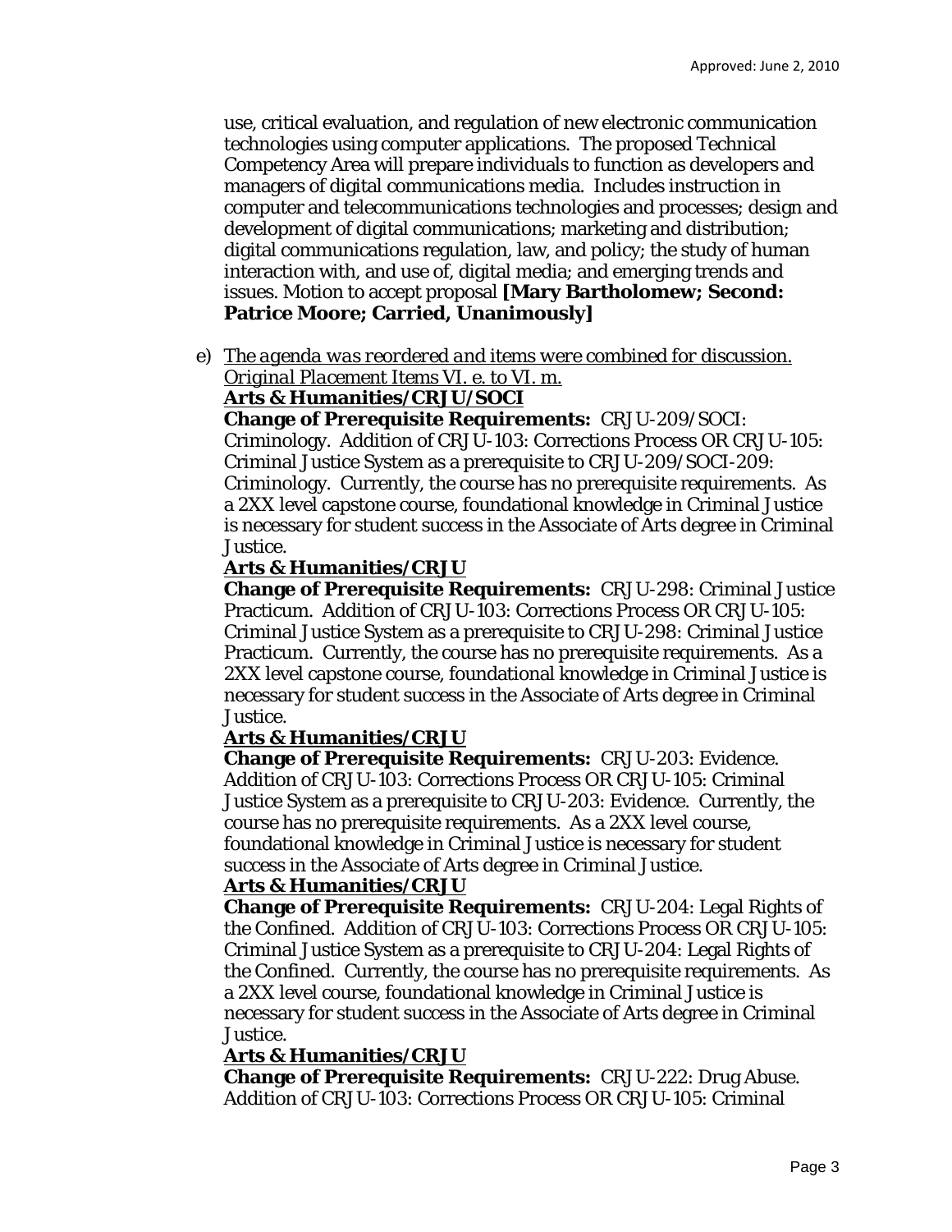use, critical evaluation, and regulation of new electronic communication technologies using computer applications. The proposed Technical Competency Area will prepare individuals to function as developers and managers of digital communications media. Includes instruction in computer and telecommunications technologies and processes; design and development of digital communications; marketing and distribution; digital communications regulation, law, and policy; the study of human interaction with, and use of, digital media; and emerging trends and issues. Motion to accept proposal **[Mary Bartholomew; Second: Patrice Moore; Carried, Unanimously]**

e) *The agenda was reordered and items were combined for discussion. Original Placement Items VI. e. to VI. m.*

**Arts & Humanities/CRJU/SOCI**

**Change of Prerequisite Requirements:** CRJU-209/SOCI: Criminology. Addition of CRJU-103: Corrections Process OR CRJU-105: Criminal Justice System as a prerequisite to CRJU-209/SOCI-209: Criminology. Currently, the course has no prerequisite requirements. As a 2XX level capstone course, foundational knowledge in Criminal Justice is necessary for student success in the Associate of Arts degree in Criminal Justice.

**Arts & Humanities/CRJU**

**Change of Prerequisite Requirements:** CRJU-298: Criminal Justice Practicum. Addition of CRJU-103: Corrections Process OR CRJU-105: Criminal Justice System as a prerequisite to CRJU-298: Criminal Justice Practicum. Currently, the course has no prerequisite requirements. As a 2XX level capstone course, foundational knowledge in Criminal Justice is necessary for student success in the Associate of Arts degree in Criminal Justice.

**Arts & Humanities/CRJU**

**Change of Prerequisite Requirements:** CRJU-203: Evidence. Addition of CRJU-103: Corrections Process OR CRJU-105: Criminal Justice System as a prerequisite to CRJU-203: Evidence. Currently, the course has no prerequisite requirements. As a 2XX level course, foundational knowledge in Criminal Justice is necessary for student success in the Associate of Arts degree in Criminal Justice.

**Arts & Humanities/CRJU**

**Change of Prerequisite Requirements:** CRJU-204: Legal Rights of the Confined. Addition of CRJU-103: Corrections Process OR CRJU-105: Criminal Justice System as a prerequisite to CRJU-204: Legal Rights of the Confined. Currently, the course has no prerequisite requirements. As a 2XX level course, foundational knowledge in Criminal Justice is necessary for student success in the Associate of Arts degree in Criminal Justice.

**Arts & Humanities/CRJU**

**Change of Prerequisite Requirements:** CRJU-222: Drug Abuse. Addition of CRJU-103: Corrections Process OR CRJU-105: Criminal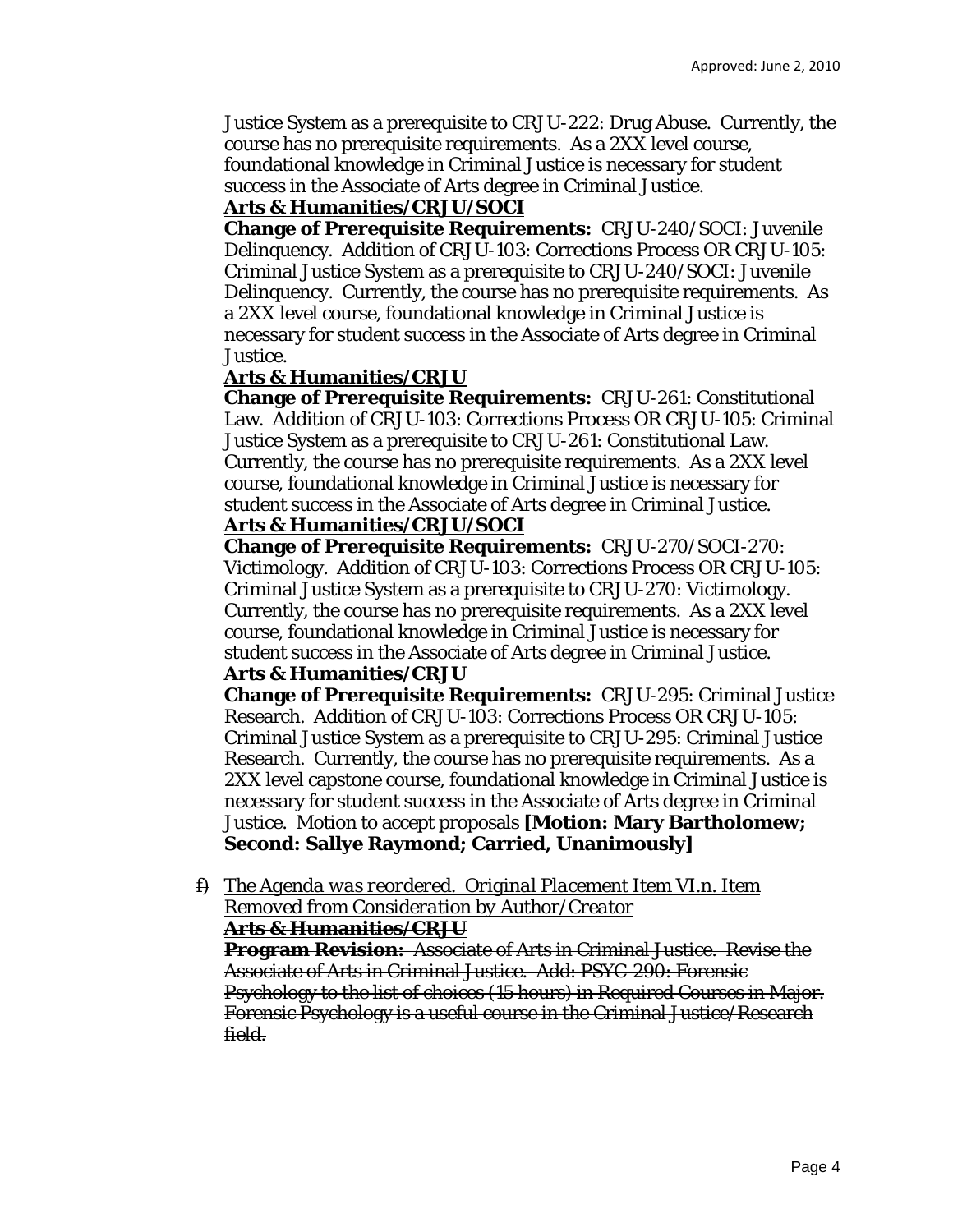Justice System as a prerequisite to CRJU-222: Drug Abuse. Currently, the course has no prerequisite requirements. As a 2XX level course, foundational knowledge in Criminal Justice is necessary for student success in the Associate of Arts degree in Criminal Justice.

**Arts & Humanities/CRJU/SOCI**

**Change of Prerequisite Requirements:** CRJU-240/SOCI: Juvenile Delinquency. Addition of CRJU-103: Corrections Process OR CRJU-105: Criminal Justice System as a prerequisite to CRJU-240/SOCI: Juvenile Delinquency. Currently, the course has no prerequisite requirements. As a 2XX level course, foundational knowledge in Criminal Justice is necessary for student success in the Associate of Arts degree in Criminal Justice.

**Arts & Humanities/CRJU**

**Change of Prerequisite Requirements:** CRJU-261: Constitutional Law. Addition of CRJU-103: Corrections Process OR CRJU-105: Criminal Justice System as a prerequisite to CRJU-261: Constitutional Law. Currently, the course has no prerequisite requirements. As a 2XX level course, foundational knowledge in Criminal Justice is necessary for student success in the Associate of Arts degree in Criminal Justice.

**Arts & Humanities/CRJU/SOCI**

**Change of Prerequisite Requirements:** CRJU-270/SOCI-270: Victimology. Addition of CRJU-103: Corrections Process OR CRJU-105: Criminal Justice System as a prerequisite to CRJU-270: Victimology. Currently, the course has no prerequisite requirements. As a 2XX level course, foundational knowledge in Criminal Justice is necessary for student success in the Associate of Arts degree in Criminal Justice.

**Arts & Humanities/CRJU**

**Change of Prerequisite Requirements:** CRJU-295: Criminal Justice Research. Addition of CRJU-103: Corrections Process OR CRJU-105: Criminal Justice System as a prerequisite to CRJU-295: Criminal Justice Research. Currently, the course has no prerequisite requirements. As a 2XX level capstone course, foundational knowledge in Criminal Justice is necessary for student success in the Associate of Arts degree in Criminal Justice. Motion to accept proposals **[Motion: Mary Bartholomew; Second: Sallye Raymond; Carried, Unanimously]**

~~f)~~ *The Agenda was reordered. Original Placement Item VI.n. Item Removed from Consideration by Author/Creator*

~~**Arts & Humanities/CRJU**~~

~~**Program Revision:** Associate of Arts in Criminal Justice. Revise the Associate of Arts in Criminal Justice. Add: PSYC-290: Forensic Psychology to the list of choices (15 hours) in Required Courses in Major. Forensic Psychology is a useful course in the Criminal Justice/Research field.~~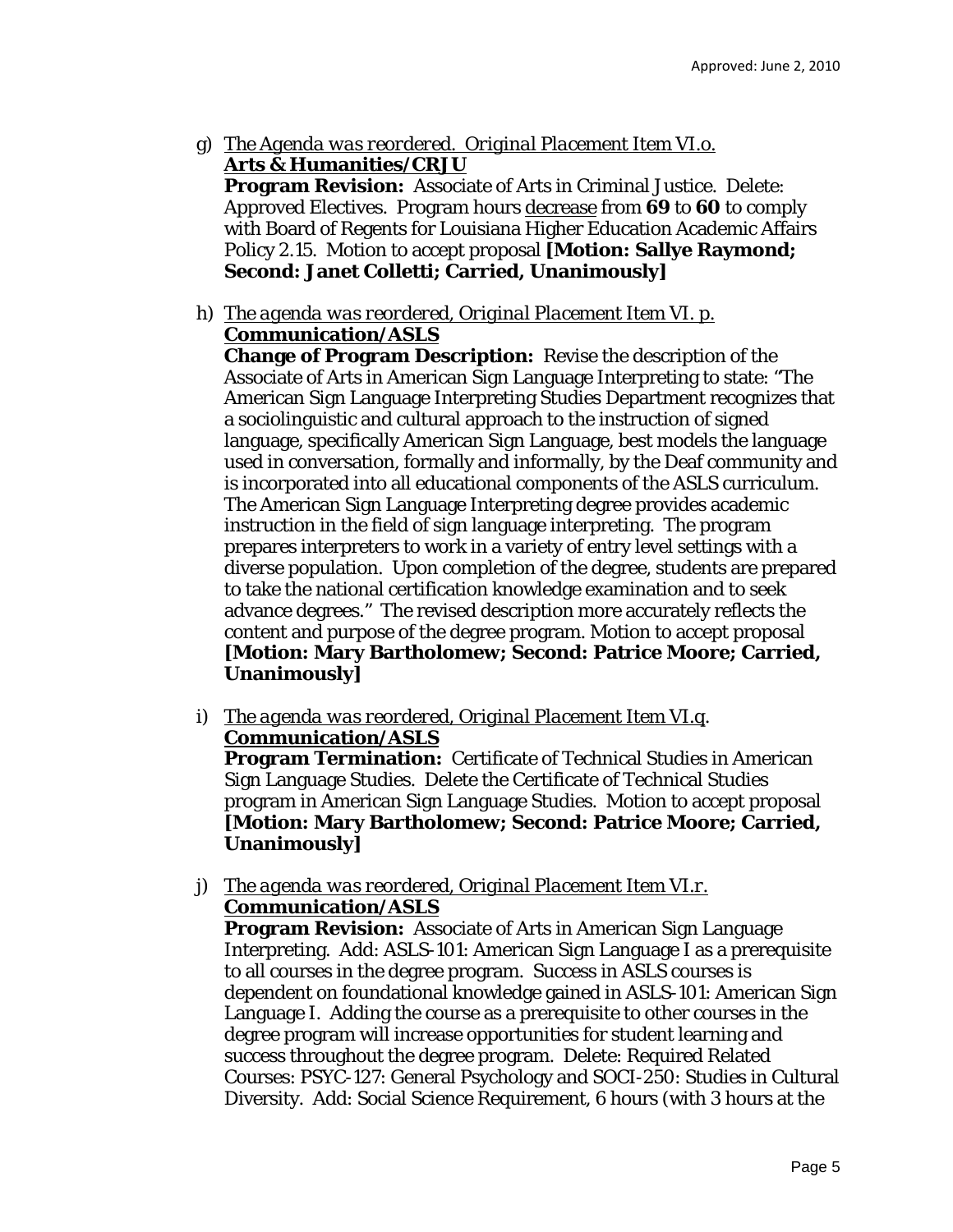g) *The Agenda was reordered. Original Placement Item VI.o.*
**Arts & Humanities/CRJU**
**Program Revision:** Associate of Arts in Criminal Justice. Delete: Approved Electives. Program hours decrease from **69** to **60** to comply with Board of Regents for Louisiana Higher Education Academic Affairs Policy 2.15. Motion to accept proposal **[Motion: Sallye Raymond; Second: Janet Colletti; Carried, Unanimously]**

h) *The agenda was reordered, Original Placement Item VI. p.*
**Communication/ASLS**
**Change of Program Description:** Revise the description of the Associate of Arts in American Sign Language Interpreting to state: "The American Sign Language Interpreting Studies Department recognizes that a sociolinguistic and cultural approach to the instruction of signed language, specifically American Sign Language, best models the language used in conversation, formally and informally, by the Deaf community and is incorporated into all educational components of the ASLS curriculum. The American Sign Language Interpreting degree provides academic instruction in the field of sign language interpreting. The program prepares interpreters to work in a variety of entry level settings with a diverse population. Upon completion of the degree, students are prepared to take the national certification knowledge examination and to seek advance degrees." The revised description more accurately reflects the content and purpose of the degree program. Motion to accept proposal **[Motion: Mary Bartholomew; Second: Patrice Moore; Carried, Unanimously]**

i) *The agenda was reordered, Original Placement Item VI.q.*
**Communication/ASLS**
**Program Termination:** Certificate of Technical Studies in American Sign Language Studies. Delete the Certificate of Technical Studies program in American Sign Language Studies. Motion to accept proposal **[Motion: Mary Bartholomew; Second: Patrice Moore; Carried, Unanimously]**

j) *The agenda was reordered, Original Placement Item VI.r.*
**Communication/ASLS**
**Program Revision:** Associate of Arts in American Sign Language Interpreting. Add: ASLS-101: American Sign Language I as a prerequisite to all courses in the degree program. Success in ASLS courses is dependent on foundational knowledge gained in ASLS-101: American Sign Language I. Adding the course as a prerequisite to other courses in the degree program will increase opportunities for student learning and success throughout the degree program. Delete: Required Related Courses: PSYC-127: General Psychology and SOCI-250: Studies in Cultural Diversity. Add: Social Science Requirement, 6 hours (with 3 hours at the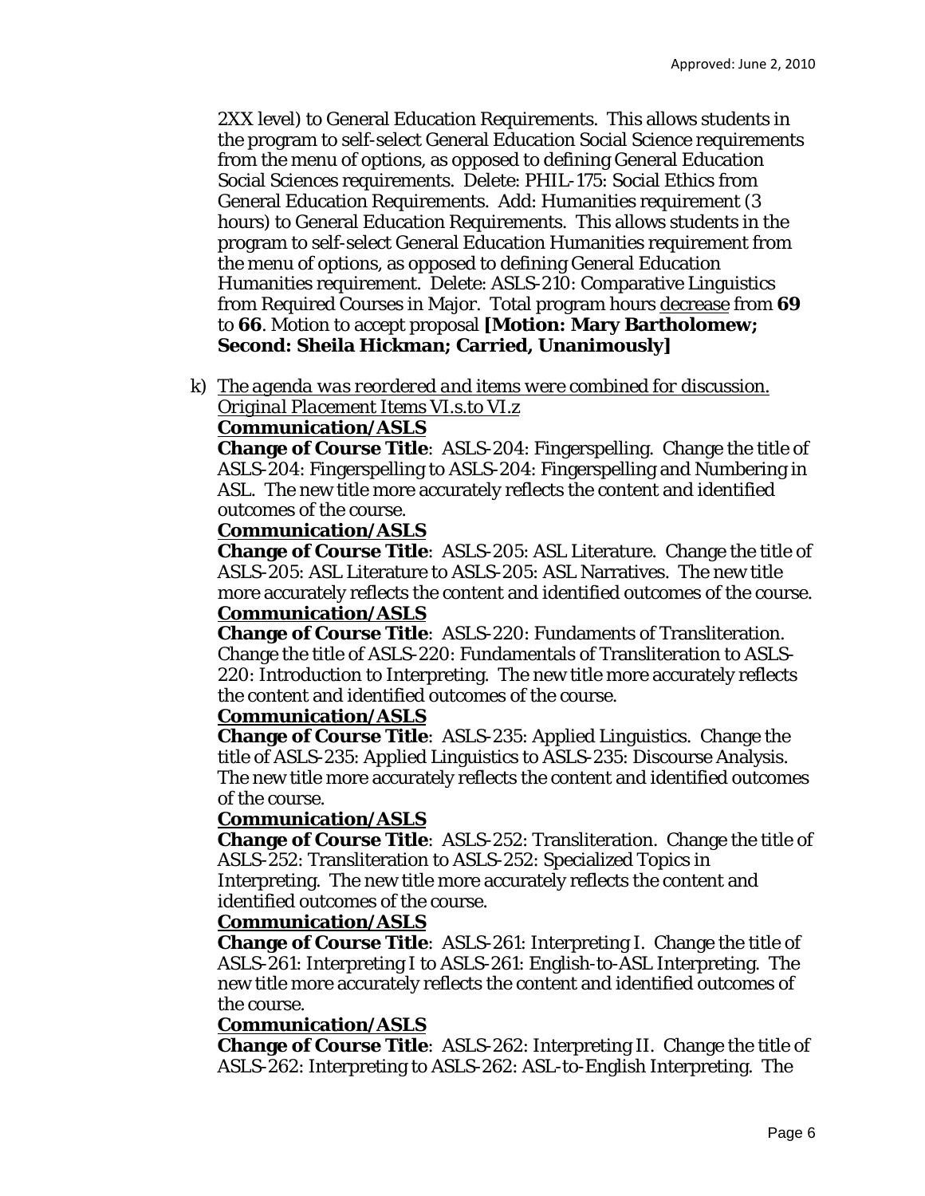2XX level) to General Education Requirements. This allows students in the program to self-select General Education Social Science requirements from the menu of options, as opposed to defining General Education Social Sciences requirements. Delete: PHIL-175: Social Ethics from General Education Requirements. Add: Humanities requirement (3 hours) to General Education Requirements. This allows students in the program to self-select General Education Humanities requirement from the menu of options, as opposed to defining General Education Humanities requirement. Delete: ASLS-210: Comparative Linguistics from Required Courses in Major. Total program hours <u>decrease</u> from **69** to **66**. Motion to accept proposal **[Motion: Mary Bartholomew; Second: Sheila Hickman; Carried, Unanimously]**

k) <u>*The agenda was reordered and items were combined for discussion. Original Placement Items VI.s.to VI.z*</u>

**<u>Communication/ASLS</u>**

**Change of Course Title**: ASLS-204: Fingerspelling. Change the title of ASLS-204: Fingerspelling to ASLS-204: Fingerspelling and Numbering in ASL. The new title more accurately reflects the content and identified outcomes of the course.

**<u>Communication/ASLS</u>**

**Change of Course Title**: ASLS-205: ASL Literature. Change the title of ASLS-205: ASL Literature to ASLS-205: ASL Narratives. The new title more accurately reflects the content and identified outcomes of the course.

**<u>Communication/ASLS</u>**

**Change of Course Title**: ASLS-220: Fundaments of Transliteration. Change the title of ASLS-220: Fundamentals of Transliteration to ASLS-220: Introduction to Interpreting. The new title more accurately reflects the content and identified outcomes of the course.

**<u>Communication/ASLS</u>**

**Change of Course Title**: ASLS-235: Applied Linguistics. Change the title of ASLS-235: Applied Linguistics to ASLS-235: Discourse Analysis. The new title more accurately reflects the content and identified outcomes of the course.

**<u>Communication/ASLS</u>**

**Change of Course Title**: ASLS-252: Transliteration. Change the title of ASLS-252: Transliteration to ASLS-252: Specialized Topics in Interpreting. The new title more accurately reflects the content and identified outcomes of the course.

**<u>Communication/ASLS</u>**

**Change of Course Title**: ASLS-261: Interpreting I. Change the title of ASLS-261: Interpreting I to ASLS-261: English-to-ASL Interpreting. The new title more accurately reflects the content and identified outcomes of the course.

**<u>Communication/ASLS</u>**

**Change of Course Title**: ASLS-262: Interpreting II. Change the title of ASLS-262: Interpreting to ASLS-262: ASL-to-English Interpreting. The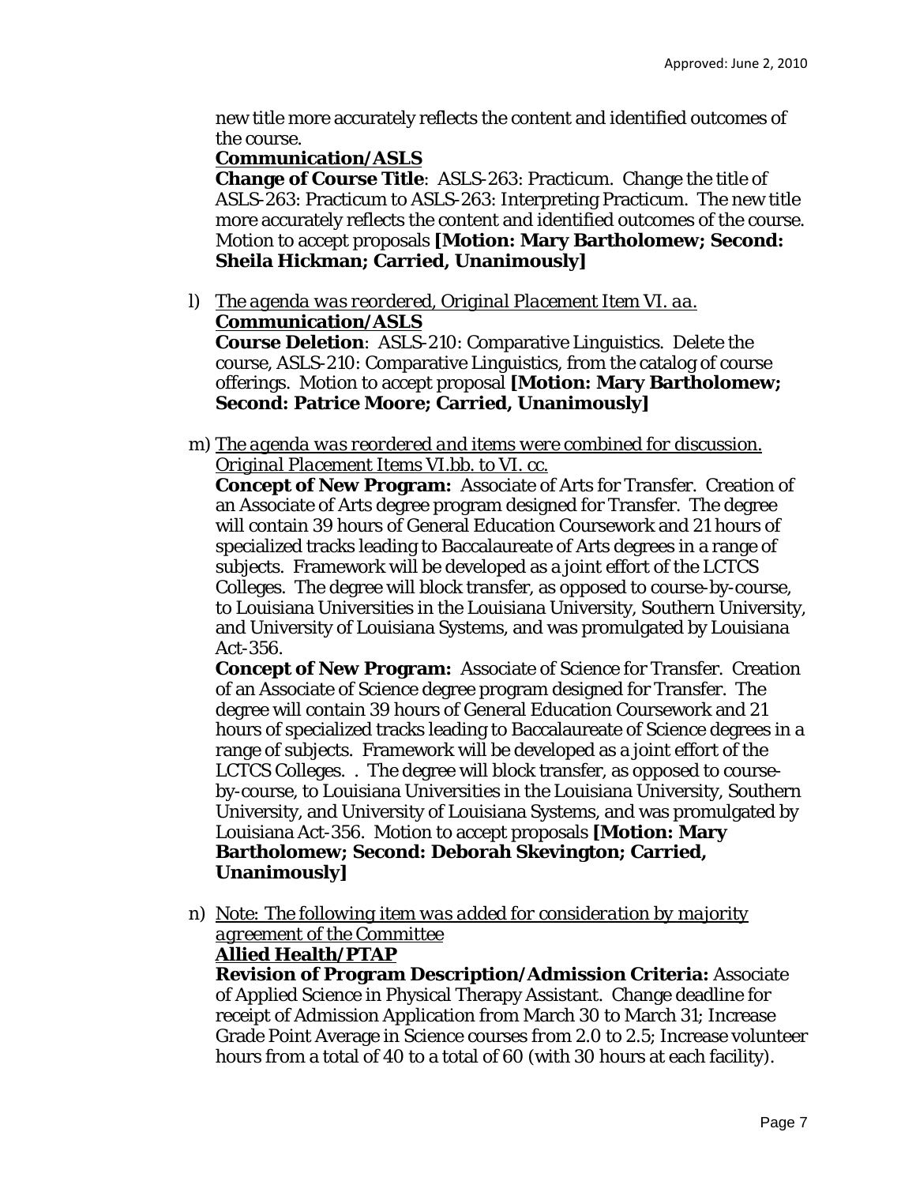new title more accurately reflects the content and identified outcomes of the course.

**Communication/ASLS**

**Change of Course Title**: ASLS-263: Practicum. Change the title of ASLS-263: Practicum to ASLS-263: Interpreting Practicum. The new title more accurately reflects the content and identified outcomes of the course. Motion to accept proposals **[Motion: Mary Bartholomew; Second: Sheila Hickman; Carried, Unanimously]**

l) *The agenda was reordered, Original Placement Item VI. aa.*

**Communication/ASLS**

**Course Deletion**: ASLS-210: Comparative Linguistics. Delete the course, ASLS-210: Comparative Linguistics, from the catalog of course offerings. Motion to accept proposal **[Motion: Mary Bartholomew; Second: Patrice Moore; Carried, Unanimously]**

m) *The agenda was reordered and items were combined for discussion. Original Placement Items VI.bb. to VI. cc.*

**Concept of New Program:** Associate of Arts for Transfer. Creation of an Associate of Arts degree program designed for Transfer. The degree will contain 39 hours of General Education Coursework and 21 hours of specialized tracks leading to Baccalaureate of Arts degrees in a range of subjects. Framework will be developed as a joint effort of the LCTCS Colleges. The degree will block transfer, as opposed to course-by-course, to Louisiana Universities in the Louisiana University, Southern University, and University of Louisiana Systems, and was promulgated by Louisiana Act-356.

**Concept of New Program:** Associate of Science for Transfer. Creation of an Associate of Science degree program designed for Transfer. The degree will contain 39 hours of General Education Coursework and 21 hours of specialized tracks leading to Baccalaureate of Science degrees in a range of subjects. Framework will be developed as a joint effort of the LCTCS Colleges. . The degree will block transfer, as opposed to course-by-course, to Louisiana Universities in the Louisiana University, Southern University, and University of Louisiana Systems, and was promulgated by Louisiana Act-356. Motion to accept proposals **[Motion: Mary Bartholomew; Second: Deborah Skevington; Carried, Unanimously]**

n) *Note: The following item was added for consideration by majority agreement of the Committee*

**Allied Health/PTAP**

**Revision of Program Description/Admission Criteria:** Associate of Applied Science in Physical Therapy Assistant. Change deadline for receipt of Admission Application from March 30 to March 31; Increase Grade Point Average in Science courses from 2.0 to 2.5; Increase volunteer hours from a total of 40 to a total of 60 (with 30 hours at each facility).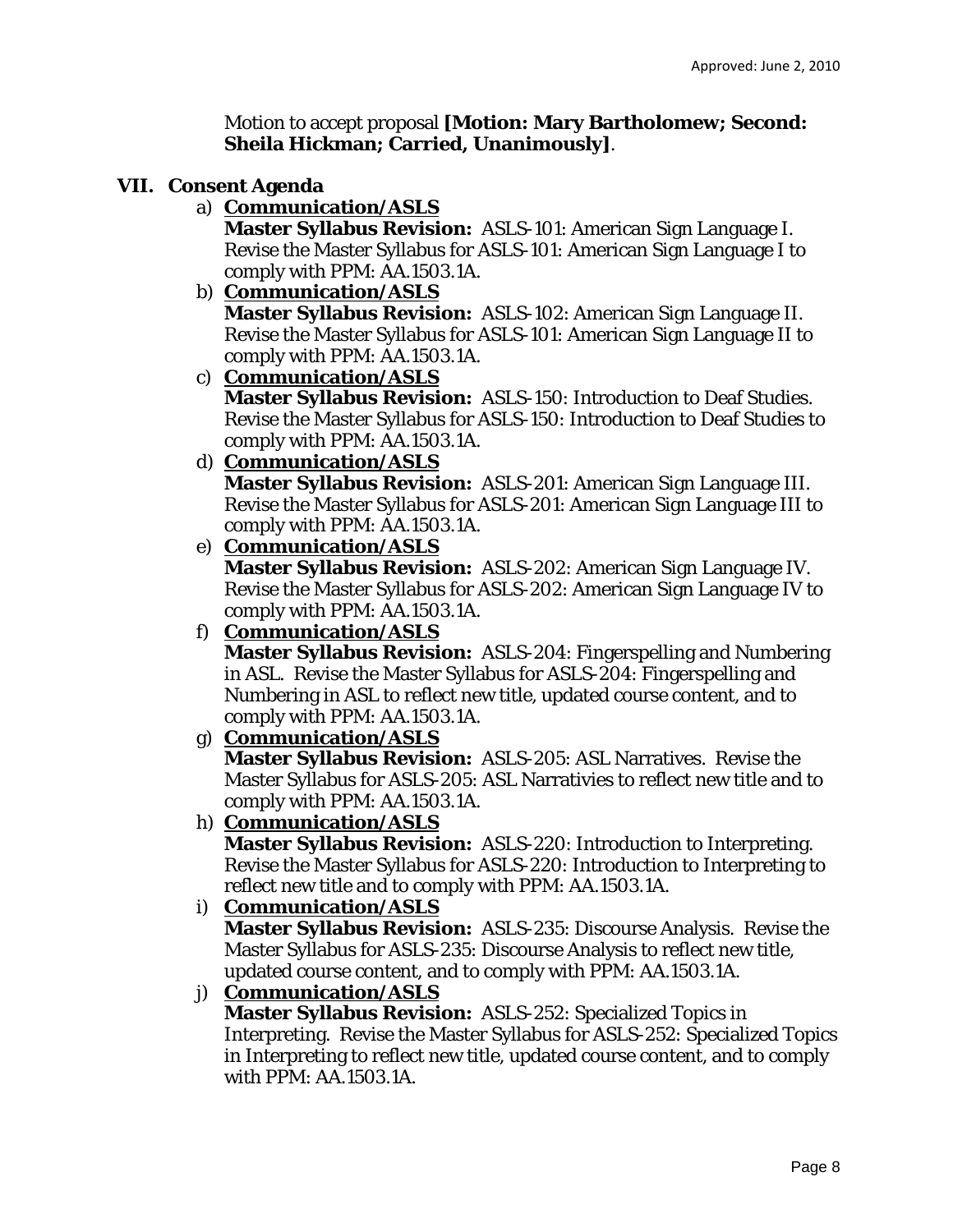Motion to accept proposal **[Motion: Mary Bartholomew; Second: Sheila Hickman; Carried, Unanimously]**.

## VII. Consent Agenda

a) **Communication/ASLS**
**Master Syllabus Revision:** ASLS-101: American Sign Language I. Revise the Master Syllabus for ASLS-101: American Sign Language I to comply with PPM: AA.1503.1A.

b) **Communication/ASLS**
**Master Syllabus Revision:** ASLS-102: American Sign Language II. Revise the Master Syllabus for ASLS-101: American Sign Language II to comply with PPM: AA.1503.1A.

c) **Communication/ASLS**
**Master Syllabus Revision:** ASLS-150: Introduction to Deaf Studies. Revise the Master Syllabus for ASLS-150: Introduction to Deaf Studies to comply with PPM: AA.1503.1A.

d) **Communication/ASLS**
**Master Syllabus Revision:** ASLS-201: American Sign Language III. Revise the Master Syllabus for ASLS-201: American Sign Language III to comply with PPM: AA.1503.1A.

e) **Communication/ASLS**
**Master Syllabus Revision:** ASLS-202: American Sign Language IV. Revise the Master Syllabus for ASLS-202: American Sign Language IV to comply with PPM: AA.1503.1A.

f) **Communication/ASLS**
**Master Syllabus Revision:** ASLS-204: Fingerspelling and Numbering in ASL. Revise the Master Syllabus for ASLS-204: Fingerspelling and Numbering in ASL to reflect new title, updated course content, and to comply with PPM: AA.1503.1A.

g) **Communication/ASLS**
**Master Syllabus Revision:** ASLS-205: ASL Narratives. Revise the Master Syllabus for ASLS-205: ASL Narrativies to reflect new title and to comply with PPM: AA.1503.1A.

h) **Communication/ASLS**
**Master Syllabus Revision:** ASLS-220: Introduction to Interpreting. Revise the Master Syllabus for ASLS-220: Introduction to Interpreting to reflect new title and to comply with PPM: AA.1503.1A.

i) **Communication/ASLS**
**Master Syllabus Revision:** ASLS-235: Discourse Analysis. Revise the Master Syllabus for ASLS-235: Discourse Analysis to reflect new title, updated course content, and to comply with PPM: AA.1503.1A.

j) **Communication/ASLS**
**Master Syllabus Revision:** ASLS-252: Specialized Topics in Interpreting. Revise the Master Syllabus for ASLS-252: Specialized Topics in Interpreting to reflect new title, updated course content, and to comply with PPM: AA.1503.1A.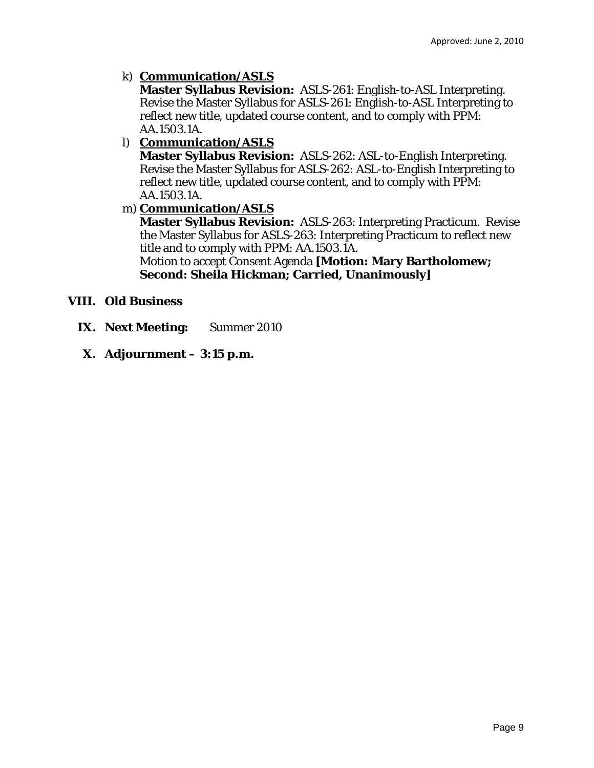k) **<u>Communication/ASLS</u>**
   **Master Syllabus Revision:** ASLS-261: English-to-ASL Interpreting. Revise the Master Syllabus for ASLS-261: English-to-ASL Interpreting to reflect new title, updated course content, and to comply with PPM: AA.1503.1A.

l) **<u>Communication/ASLS</u>**
   **Master Syllabus Revision:** ASLS-262: ASL-to-English Interpreting. Revise the Master Syllabus for ASLS-262: ASL-to-English Interpreting to reflect new title, updated course content, and to comply with PPM: AA.1503.1A.

m) **<u>Communication/ASLS</u>**
   **Master Syllabus Revision:** ASLS-263: Interpreting Practicum. Revise the Master Syllabus for ASLS-263: Interpreting Practicum to reflect new title and to comply with PPM: AA.1503.1A.
   Motion to accept Consent Agenda **[Motion: Mary Bartholomew; Second: Sheila Hickman; Carried, Unanimously]**

**VIII. Old Business**

**IX. Next Meeting:** Summer 2010

**X. Adjournment – 3:15 p.m.**